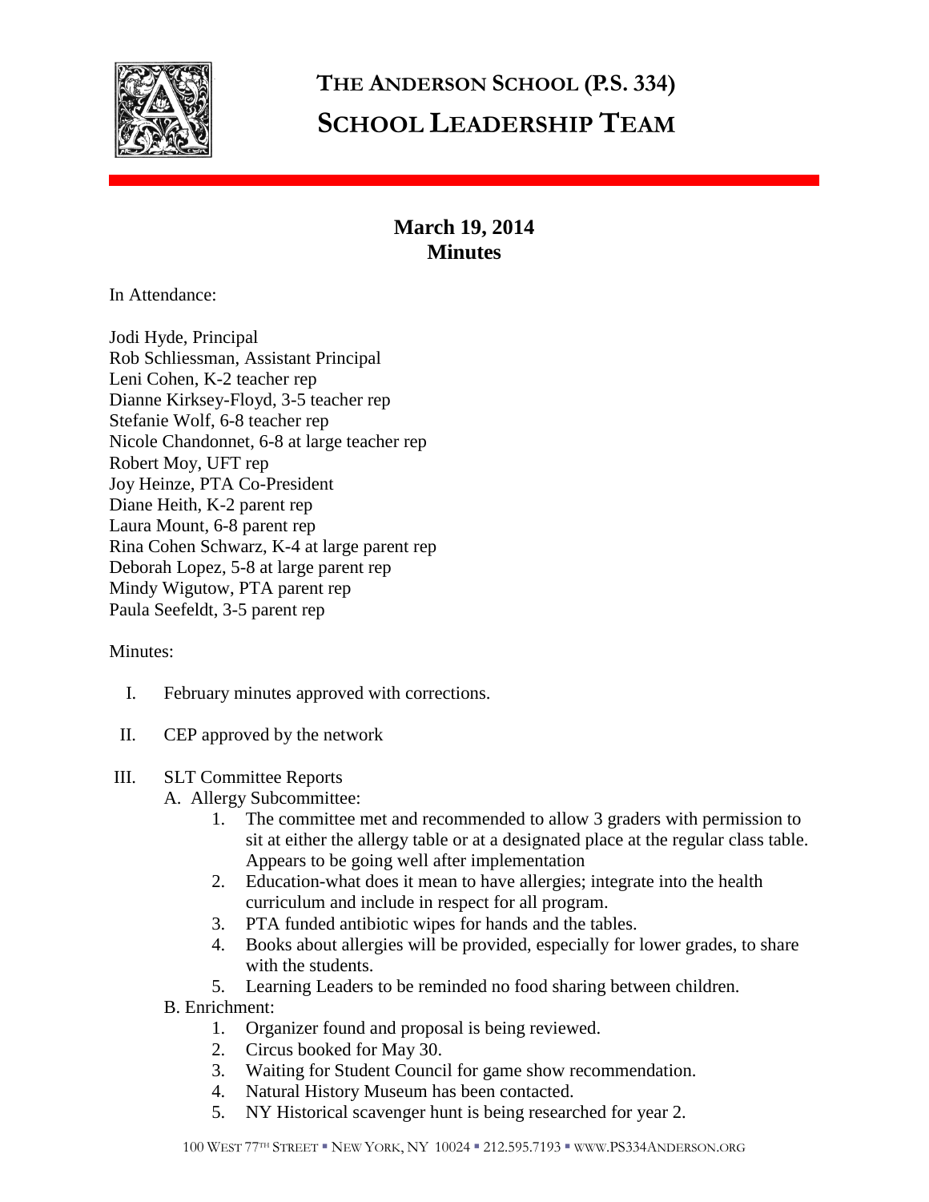# THE ANDERSON SCHOOL (P.S. 334)
# SCHOOL LEADERSHIP TEAM

## March 19, 2014
## Minutes

In Attendance:

Jodi Hyde, Principal
Rob Schliessman, Assistant Principal
Leni Cohen, K-2 teacher rep
Dianne Kirksey-Floyd, 3-5 teacher rep
Stefanie Wolf, 6-8 teacher rep
Nicole Chandonnet, 6-8 at large teacher rep
Robert Moy, UFT rep
Joy Heinze, PTA Co-President
Diane Heith, K-2 parent rep
Laura Mount, 6-8 parent rep
Rina Cohen Schwarz, K-4 at large parent rep
Deborah Lopez, 5-8 at large parent rep
Mindy Wigutow, PTA parent rep
Paula Seefeldt, 3-5 parent rep

Minutes:

I. February minutes approved with corrections.

II. CEP approved by the network

III. SLT Committee Reports
   A. Allergy Subcommittee:
      1. The committee met and recommended to allow 3 graders with permission to sit at either the allergy table or at a designated place at the regular class table. Appears to be going well after implementation
      2. Education-what does it mean to have allergies; integrate into the health curriculum and include in respect for all program.
      3. PTA funded antibiotic wipes for hands and the tables.
      4. Books about allergies will be provided, especially for lower grades, to share with the students.
      5. Learning Leaders to be reminded no food sharing between children.
   B. Enrichment:
      1. Organizer found and proposal is being reviewed.
      2. Circus booked for May 30.
      3. Waiting for Student Council for game show recommendation.
      4. Natural History Museum has been contacted.
      5. NY Historical scavenger hunt is being researched for year 2.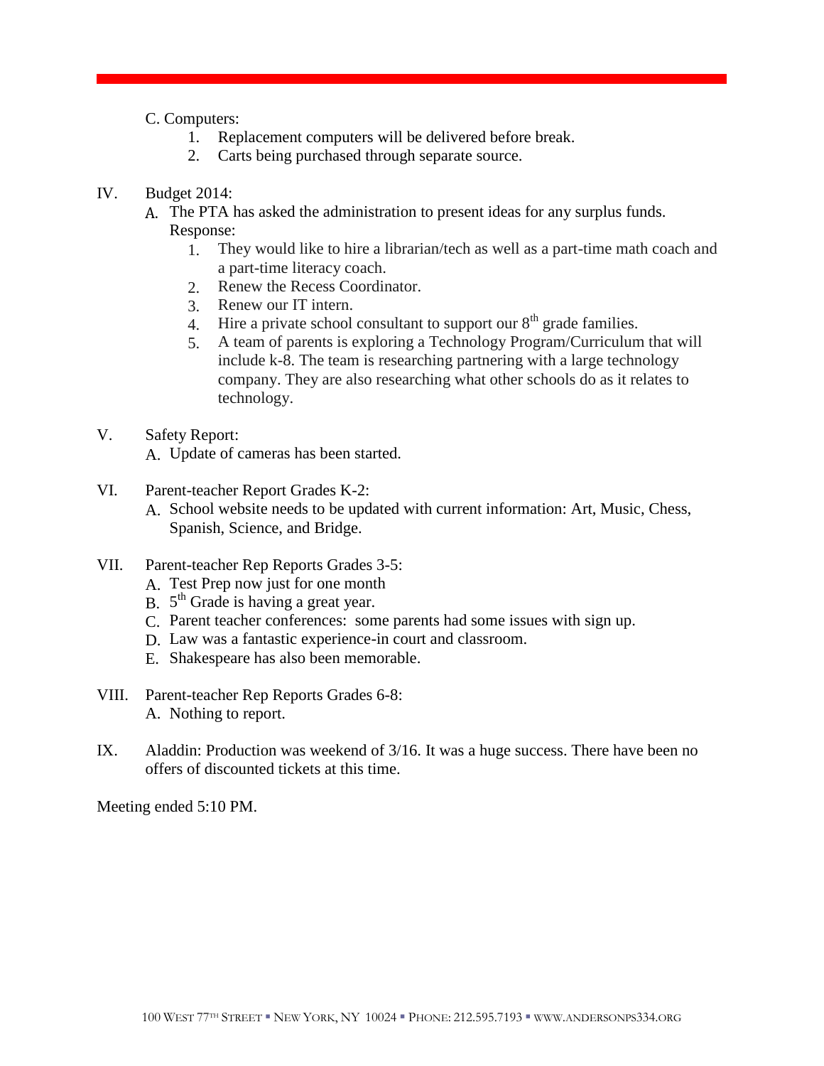C. Computers:

1. Replacement computers will be delivered before break.
2. Carts being purchased through separate source.

IV. Budget 2014:

A. The PTA has asked the administration to present ideas for any surplus funds. Response:

1. They would like to hire a librarian/tech as well as a part-time math coach and a part-time literacy coach.
2. Renew the Recess Coordinator.
3. Renew our IT intern.
4. Hire a private school consultant to support our 8th grade families.
5. A team of parents is exploring a Technology Program/Curriculum that will include k-8. The team is researching partnering with a large technology company. They are also researching what other schools do as it relates to technology.

V. Safety Report:

A. Update of cameras has been started.

VI. Parent-teacher Report Grades K-2:

A. School website needs to be updated with current information: Art, Music, Chess, Spanish, Science, and Bridge.

VII. Parent-teacher Rep Reports Grades 3-5:

A. Test Prep now just for one month
B. 5th Grade is having a great year.
C. Parent teacher conferences: some parents had some issues with sign up.
D. Law was a fantastic experience-in court and classroom.
E. Shakespeare has also been memorable.

VIII. Parent-teacher Rep Reports Grades 6-8:

A. Nothing to report.

IX. Aladdin: Production was weekend of 3/16. It was a huge success. There have been no offers of discounted tickets at this time.

Meeting ended 5:10 PM.